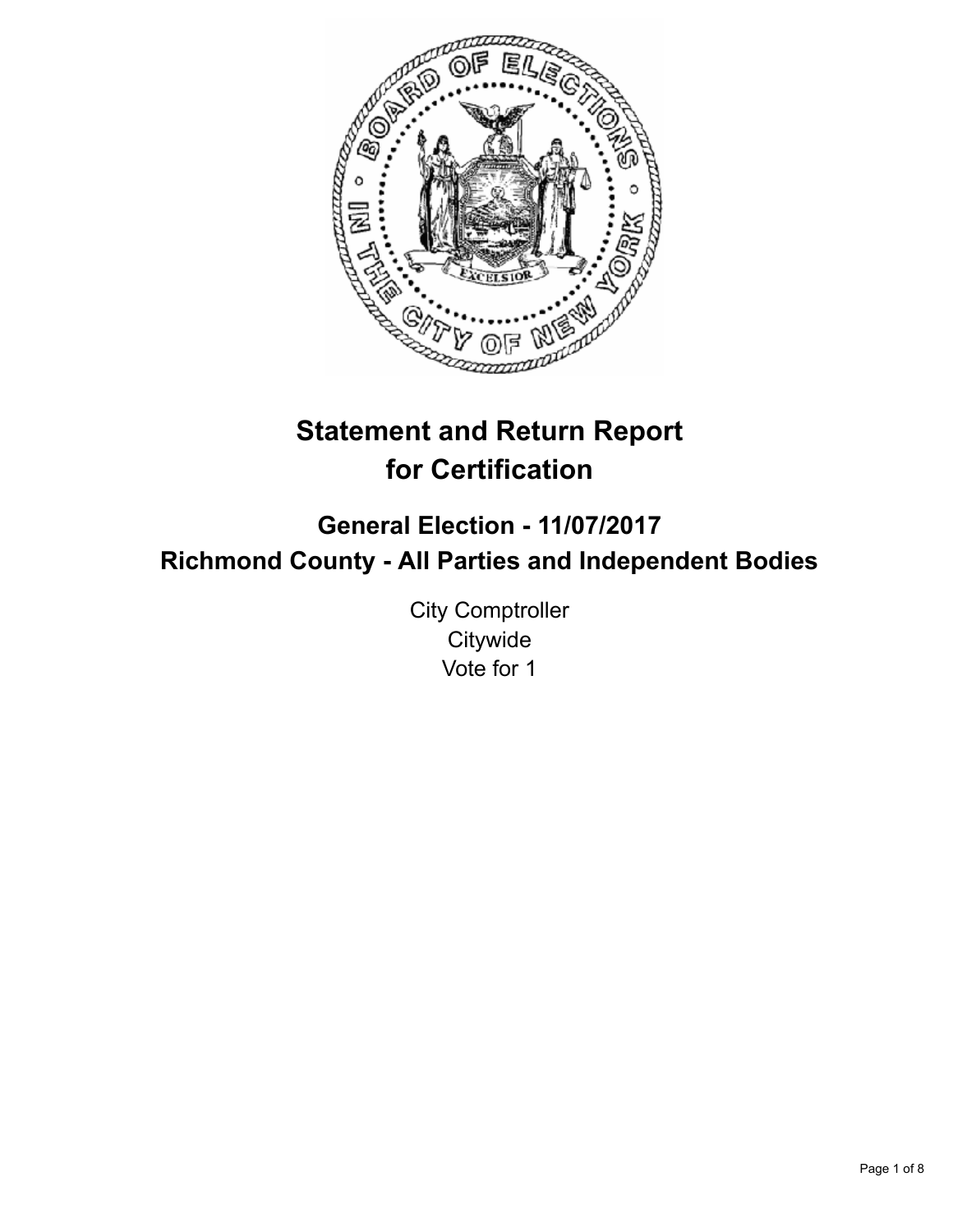# Statement and Return Report for Certification

## General Election - 11/07/2017
## Richmond County - All Parties and Independent Bodies

City Comptroller
Citywide
Vote for 1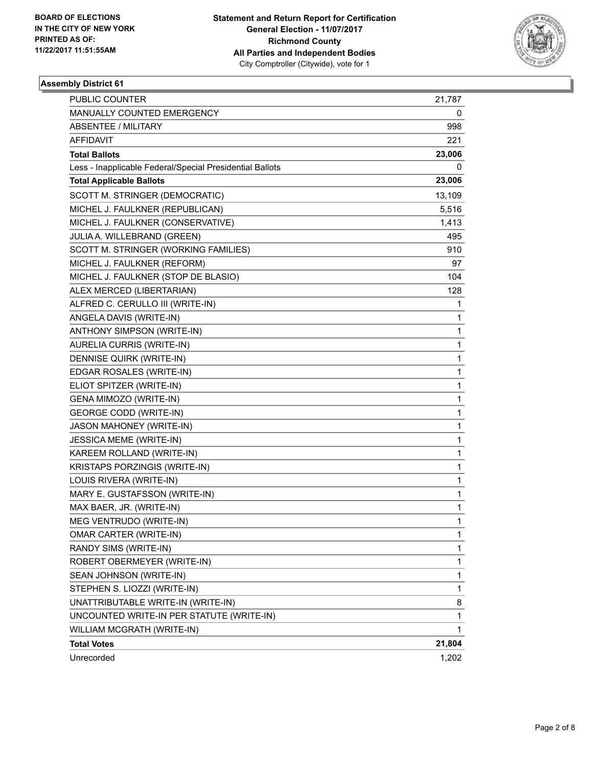BOARD OF ELECTIONS
IN THE CITY OF NEW YORK
PRINTED AS OF:
11/22/2017 11:51:55AM

**Statement and Return Report for Certification**
**General Election - 11/07/2017**
**Richmond County**
**All Parties and Independent Bodies**
City Comptroller (Citywide), vote for 1

### Assembly District 61

| | |
|---|---|
| PUBLIC COUNTER | 21,787 |
| MANUALLY COUNTED EMERGENCY | 0 |
| ABSENTEE / MILITARY | 998 |
| AFFIDAVIT | 221 |
| **Total Ballots** | **23,006** |
| Less - Inapplicable Federal/Special Presidential Ballots | 0 |
| **Total Applicable Ballots** | **23,006** |
| SCOTT M. STRINGER (DEMOCRATIC) | 13,109 |
| MICHEL J. FAULKNER (REPUBLICAN) | 5,516 |
| MICHEL J. FAULKNER (CONSERVATIVE) | 1,413 |
| JULIA A. WILLEBRAND (GREEN) | 495 |
| SCOTT M. STRINGER (WORKING FAMILIES) | 910 |
| MICHEL J. FAULKNER (REFORM) | 97 |
| MICHEL J. FAULKNER (STOP DE BLASIO) | 104 |
| ALEX MERCED (LIBERTARIAN) | 128 |
| ALFRED C. CERULLO III (WRITE-IN) | 1 |
| ANGELA DAVIS (WRITE-IN) | 1 |
| ANTHONY SIMPSON (WRITE-IN) | 1 |
| AURELIA CURRIS (WRITE-IN) | 1 |
| DENNISE QUIRK (WRITE-IN) | 1 |
| EDGAR ROSALES (WRITE-IN) | 1 |
| ELIOT SPITZER (WRITE-IN) | 1 |
| GENA MIMOZO (WRITE-IN) | 1 |
| GEORGE CODD (WRITE-IN) | 1 |
| JASON MAHONEY (WRITE-IN) | 1 |
| JESSICA MEME (WRITE-IN) | 1 |
| KAREEM ROLLAND (WRITE-IN) | 1 |
| KRISTAPS PORZINGIS (WRITE-IN) | 1 |
| LOUIS RIVERA (WRITE-IN) | 1 |
| MARY E. GUSTAFSSON (WRITE-IN) | 1 |
| MAX BAER, JR. (WRITE-IN) | 1 |
| MEG VENTRUDO (WRITE-IN) | 1 |
| OMAR CARTER (WRITE-IN) | 1 |
| RANDY SIMS (WRITE-IN) | 1 |
| ROBERT OBERMEYER (WRITE-IN) | 1 |
| SEAN JOHNSON (WRITE-IN) | 1 |
| STEPHEN S. LIOZZI (WRITE-IN) | 1 |
| UNATTRIBUTABLE WRITE-IN (WRITE-IN) | 8 |
| UNCOUNTED WRITE-IN PER STATUTE (WRITE-IN) | 1 |
| WILLIAM MCGRATH (WRITE-IN) | 1 |
| **Total Votes** | **21,804** |
| Unrecorded | 1,202 |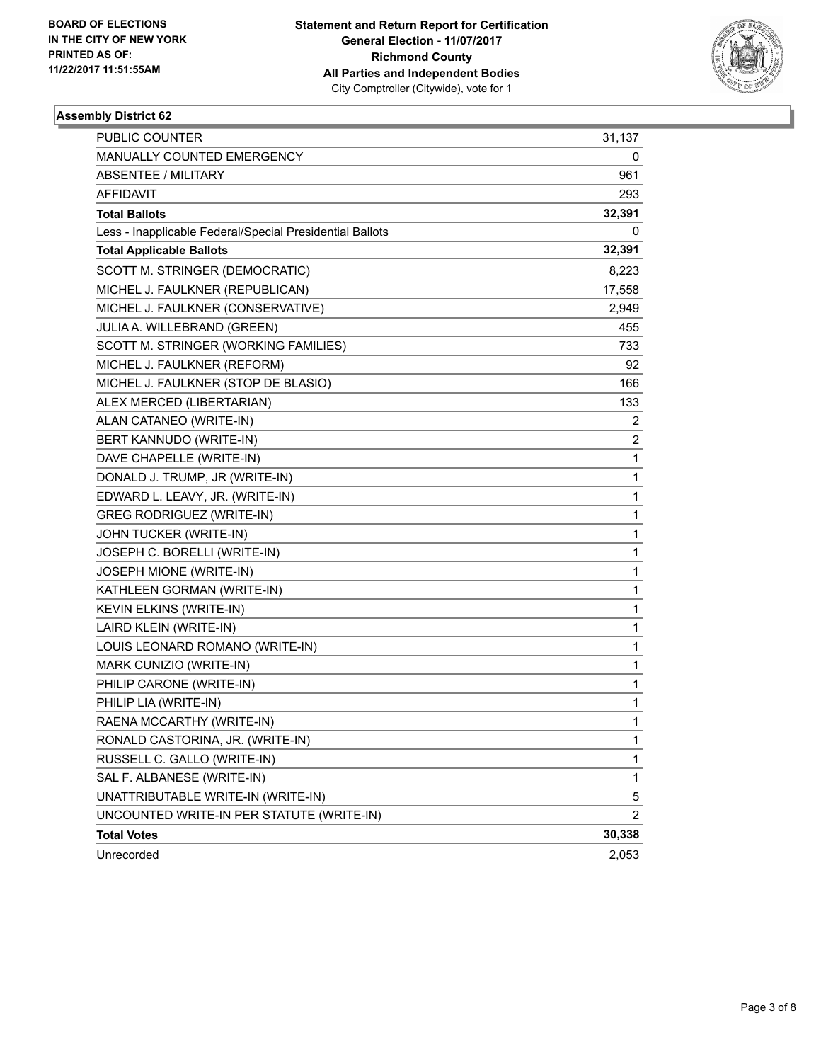BOARD OF ELECTIONS
IN THE CITY OF NEW YORK
PRINTED AS OF:
11/22/2017 11:51:55AM

**Statement and Return Report for Certification**
**General Election - 11/07/2017**
**Richmond County**
**All Parties and Independent Bodies**
City Comptroller (Citywide), vote for 1

### Assembly District 62

| | |
|---|---|
| PUBLIC COUNTER | 31,137 |
| MANUALLY COUNTED EMERGENCY | 0 |
| ABSENTEE / MILITARY | 961 |
| AFFIDAVIT | 293 |
| **Total Ballots** | **32,391** |
| Less - Inapplicable Federal/Special Presidential Ballots | 0 |
| **Total Applicable Ballots** | **32,391** |
| SCOTT M. STRINGER (DEMOCRATIC) | 8,223 |
| MICHEL J. FAULKNER (REPUBLICAN) | 17,558 |
| MICHEL J. FAULKNER (CONSERVATIVE) | 2,949 |
| JULIA A. WILLEBRAND (GREEN) | 455 |
| SCOTT M. STRINGER (WORKING FAMILIES) | 733 |
| MICHEL J. FAULKNER (REFORM) | 92 |
| MICHEL J. FAULKNER (STOP DE BLASIO) | 166 |
| ALEX MERCED (LIBERTARIAN) | 133 |
| ALAN CATANEO (WRITE-IN) | 2 |
| BERT KANNUDO (WRITE-IN) | 2 |
| DAVE CHAPELLE (WRITE-IN) | 1 |
| DONALD J. TRUMP, JR (WRITE-IN) | 1 |
| EDWARD L. LEAVY, JR. (WRITE-IN) | 1 |
| GREG RODRIGUEZ (WRITE-IN) | 1 |
| JOHN TUCKER (WRITE-IN) | 1 |
| JOSEPH C. BORELLI (WRITE-IN) | 1 |
| JOSEPH MIONE (WRITE-IN) | 1 |
| KATHLEEN GORMAN (WRITE-IN) | 1 |
| KEVIN ELKINS (WRITE-IN) | 1 |
| LAIRD KLEIN (WRITE-IN) | 1 |
| LOUIS LEONARD ROMANO (WRITE-IN) | 1 |
| MARK CUNIZIO (WRITE-IN) | 1 |
| PHILIP CARONE (WRITE-IN) | 1 |
| PHILIP LIA (WRITE-IN) | 1 |
| RAENA MCCARTHY (WRITE-IN) | 1 |
| RONALD CASTORINA, JR. (WRITE-IN) | 1 |
| RUSSELL C. GALLO (WRITE-IN) | 1 |
| SAL F. ALBANESE (WRITE-IN) | 1 |
| UNATTRIBUTABLE WRITE-IN (WRITE-IN) | 5 |
| UNCOUNTED WRITE-IN PER STATUTE (WRITE-IN) | 2 |
| **Total Votes** | **30,338** |
| Unrecorded | 2,053 |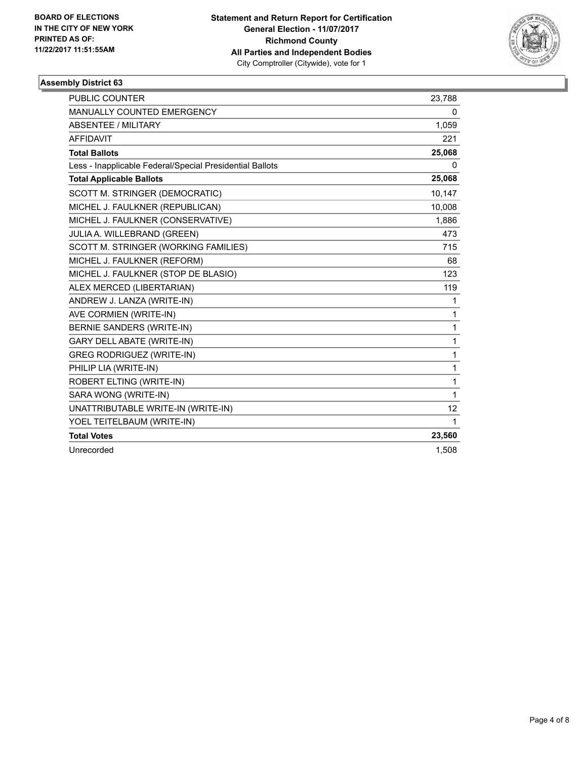BOARD OF ELECTIONS
IN THE CITY OF NEW YORK
PRINTED AS OF:
11/22/2017 11:51:55AM

**Statement and Return Report for Certification**
**General Election - 11/07/2017**
**Richmond County**
**All Parties and Independent Bodies**
City Comptroller (Citywide), vote for 1

### Assembly District 63

| | |
|---|---|
| PUBLIC COUNTER | 23,788 |
| MANUALLY COUNTED EMERGENCY | 0 |
| ABSENTEE / MILITARY | 1,059 |
| AFFIDAVIT | 221 |
| **Total Ballots** | **25,068** |
| Less - Inapplicable Federal/Special Presidential Ballots | 0 |
| **Total Applicable Ballots** | **25,068** |
| SCOTT M. STRINGER (DEMOCRATIC) | 10,147 |
| MICHEL J. FAULKNER (REPUBLICAN) | 10,008 |
| MICHEL J. FAULKNER (CONSERVATIVE) | 1,886 |
| JULIA A. WILLEBRAND (GREEN) | 473 |
| SCOTT M. STRINGER (WORKING FAMILIES) | 715 |
| MICHEL J. FAULKNER (REFORM) | 68 |
| MICHEL J. FAULKNER (STOP DE BLASIO) | 123 |
| ALEX MERCED (LIBERTARIAN) | 119 |
| ANDREW J. LANZA (WRITE-IN) | 1 |
| AVE CORMIEN (WRITE-IN) | 1 |
| BERNIE SANDERS (WRITE-IN) | 1 |
| GARY DELL ABATE (WRITE-IN) | 1 |
| GREG RODRIGUEZ (WRITE-IN) | 1 |
| PHILIP LIA (WRITE-IN) | 1 |
| ROBERT ELTING (WRITE-IN) | 1 |
| SARA WONG (WRITE-IN) | 1 |
| UNATTRIBUTABLE WRITE-IN (WRITE-IN) | 12 |
| YOEL TEITELBAUM (WRITE-IN) | 1 |
| **Total Votes** | **23,560** |
| Unrecorded | 1,508 |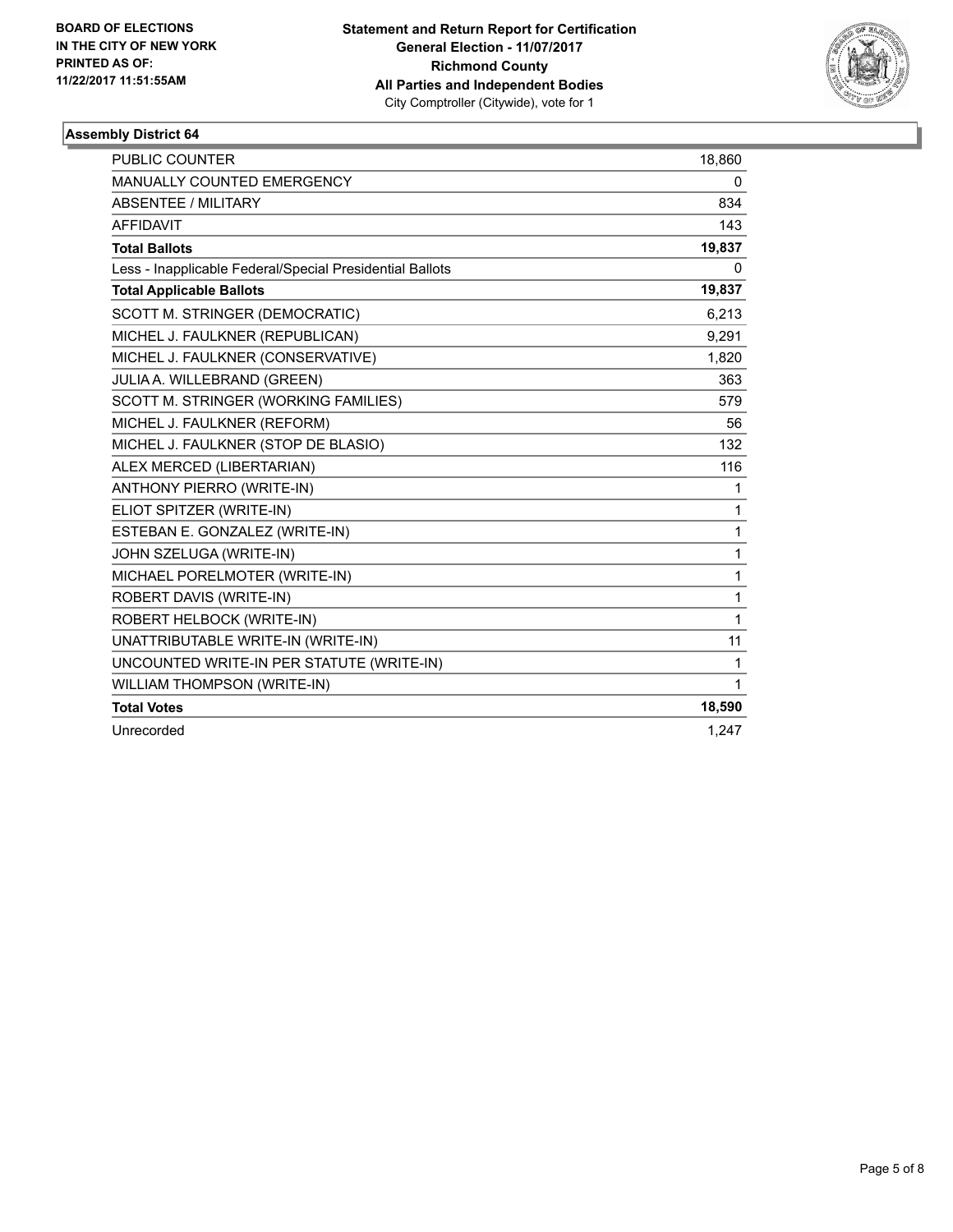BOARD OF ELECTIONS
IN THE CITY OF NEW YORK
PRINTED AS OF:
11/22/2017 11:51:55AM

**Statement and Return Report for Certification**
**General Election - 11/07/2017**
**Richmond County**
**All Parties and Independent Bodies**
City Comptroller (Citywide), vote for 1

## Assembly District 64

| | |
|---|---|
| PUBLIC COUNTER | 18,860 |
| MANUALLY COUNTED EMERGENCY | 0 |
| ABSENTEE / MILITARY | 834 |
| AFFIDAVIT | 143 |
| **Total Ballots** | **19,837** |
| Less - Inapplicable Federal/Special Presidential Ballots | 0 |
| **Total Applicable Ballots** | **19,837** |
| SCOTT M. STRINGER (DEMOCRATIC) | 6,213 |
| MICHEL J. FAULKNER (REPUBLICAN) | 9,291 |
| MICHEL J. FAULKNER (CONSERVATIVE) | 1,820 |
| JULIA A. WILLEBRAND (GREEN) | 363 |
| SCOTT M. STRINGER (WORKING FAMILIES) | 579 |
| MICHEL J. FAULKNER (REFORM) | 56 |
| MICHEL J. FAULKNER (STOP DE BLASIO) | 132 |
| ALEX MERCED (LIBERTARIAN) | 116 |
| ANTHONY PIERRO (WRITE-IN) | 1 |
| ELIOT SPITZER (WRITE-IN) | 1 |
| ESTEBAN E. GONZALEZ (WRITE-IN) | 1 |
| JOHN SZELUGA (WRITE-IN) | 1 |
| MICHAEL PORELMOTER (WRITE-IN) | 1 |
| ROBERT DAVIS (WRITE-IN) | 1 |
| ROBERT HELBOCK (WRITE-IN) | 1 |
| UNATTRIBUTABLE WRITE-IN (WRITE-IN) | 11 |
| UNCOUNTED WRITE-IN PER STATUTE (WRITE-IN) | 1 |
| WILLIAM THOMPSON (WRITE-IN) | 1 |
| **Total Votes** | **18,590** |
| Unrecorded | 1,247 |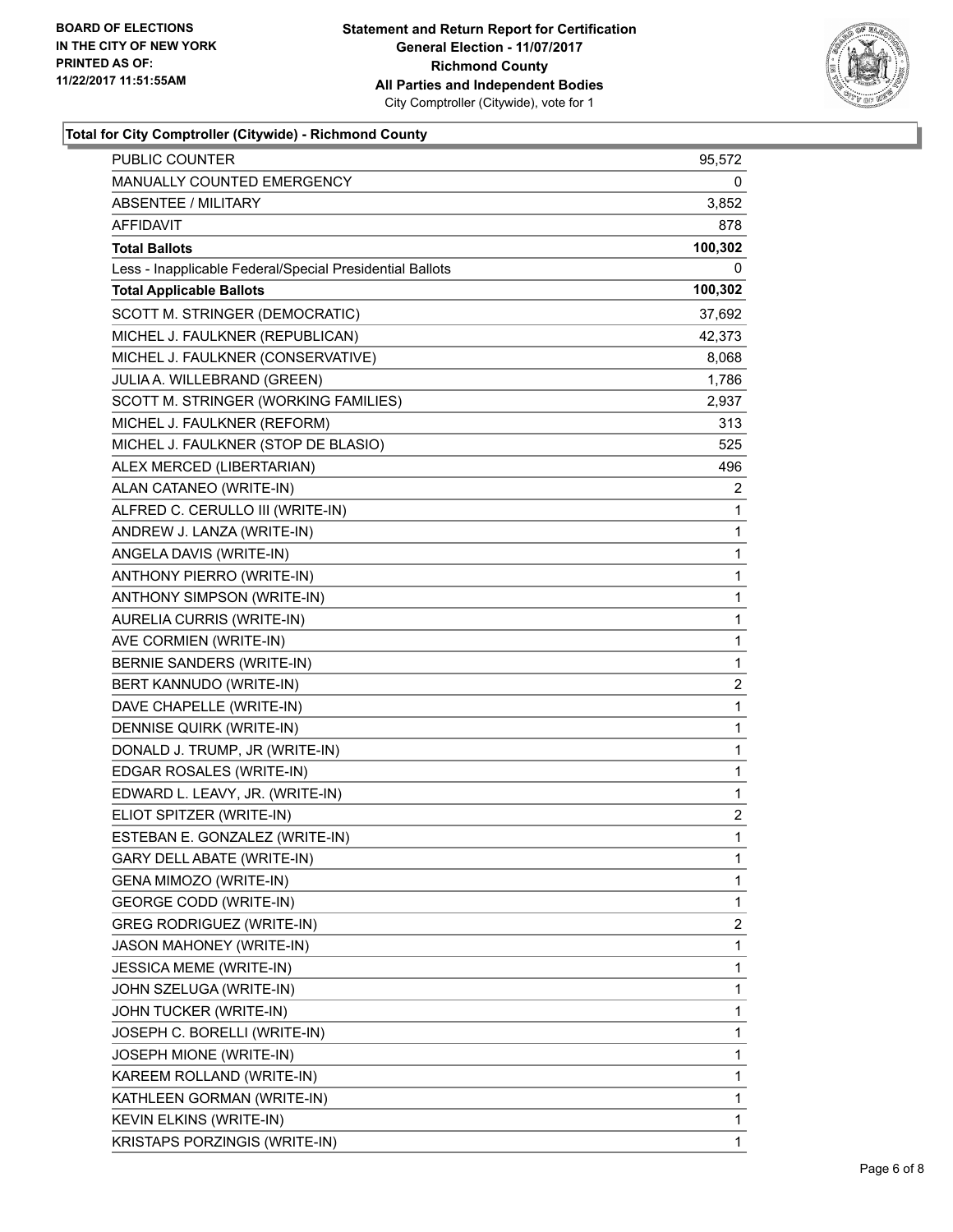BOARD OF ELECTIONS
IN THE CITY OF NEW YORK
PRINTED AS OF:
11/22/2017 11:51:55AM

**Statement and Return Report for Certification**
**General Election - 11/07/2017**
**Richmond County**
**All Parties and Independent Bodies**
City Comptroller (Citywide), vote for 1

**Total for City Comptroller (Citywide) - Richmond County**

| | |
|---|---|
| PUBLIC COUNTER | 95,572 |
| MANUALLY COUNTED EMERGENCY | 0 |
| ABSENTEE / MILITARY | 3,852 |
| AFFIDAVIT | 878 |
| **Total Ballots** | **100,302** |
| Less - Inapplicable Federal/Special Presidential Ballots | 0 |
| **Total Applicable Ballots** | **100,302** |
| SCOTT M. STRINGER (DEMOCRATIC) | 37,692 |
| MICHEL J. FAULKNER (REPUBLICAN) | 42,373 |
| MICHEL J. FAULKNER (CONSERVATIVE) | 8,068 |
| JULIA A. WILLEBRAND (GREEN) | 1,786 |
| SCOTT M. STRINGER (WORKING FAMILIES) | 2,937 |
| MICHEL J. FAULKNER (REFORM) | 313 |
| MICHEL J. FAULKNER (STOP DE BLASIO) | 525 |
| ALEX MERCED (LIBERTARIAN) | 496 |
| ALAN CATANEO (WRITE-IN) | 2 |
| ALFRED C. CERULLO III (WRITE-IN) | 1 |
| ANDREW J. LANZA (WRITE-IN) | 1 |
| ANGELA DAVIS (WRITE-IN) | 1 |
| ANTHONY PIERRO (WRITE-IN) | 1 |
| ANTHONY SIMPSON (WRITE-IN) | 1 |
| AURELIA CURRIS (WRITE-IN) | 1 |
| AVE CORMIEN (WRITE-IN) | 1 |
| BERNIE SANDERS (WRITE-IN) | 1 |
| BERT KANNUDO (WRITE-IN) | 2 |
| DAVE CHAPELLE (WRITE-IN) | 1 |
| DENNISE QUIRK (WRITE-IN) | 1 |
| DONALD J. TRUMP, JR (WRITE-IN) | 1 |
| EDGAR ROSALES (WRITE-IN) | 1 |
| EDWARD L. LEAVY, JR. (WRITE-IN) | 1 |
| ELIOT SPITZER (WRITE-IN) | 2 |
| ESTEBAN E. GONZALEZ (WRITE-IN) | 1 |
| GARY DELL ABATE (WRITE-IN) | 1 |
| GENA MIMOZO (WRITE-IN) | 1 |
| GEORGE CODD (WRITE-IN) | 1 |
| GREG RODRIGUEZ (WRITE-IN) | 2 |
| JASON MAHONEY (WRITE-IN) | 1 |
| JESSICA MEME (WRITE-IN) | 1 |
| JOHN SZELUGA (WRITE-IN) | 1 |
| JOHN TUCKER (WRITE-IN) | 1 |
| JOSEPH C. BORELLI (WRITE-IN) | 1 |
| JOSEPH MIONE (WRITE-IN) | 1 |
| KAREEM ROLLAND (WRITE-IN) | 1 |
| KATHLEEN GORMAN (WRITE-IN) | 1 |
| KEVIN ELKINS (WRITE-IN) | 1 |
| KRISTAPS PORZINGIS (WRITE-IN) | 1 |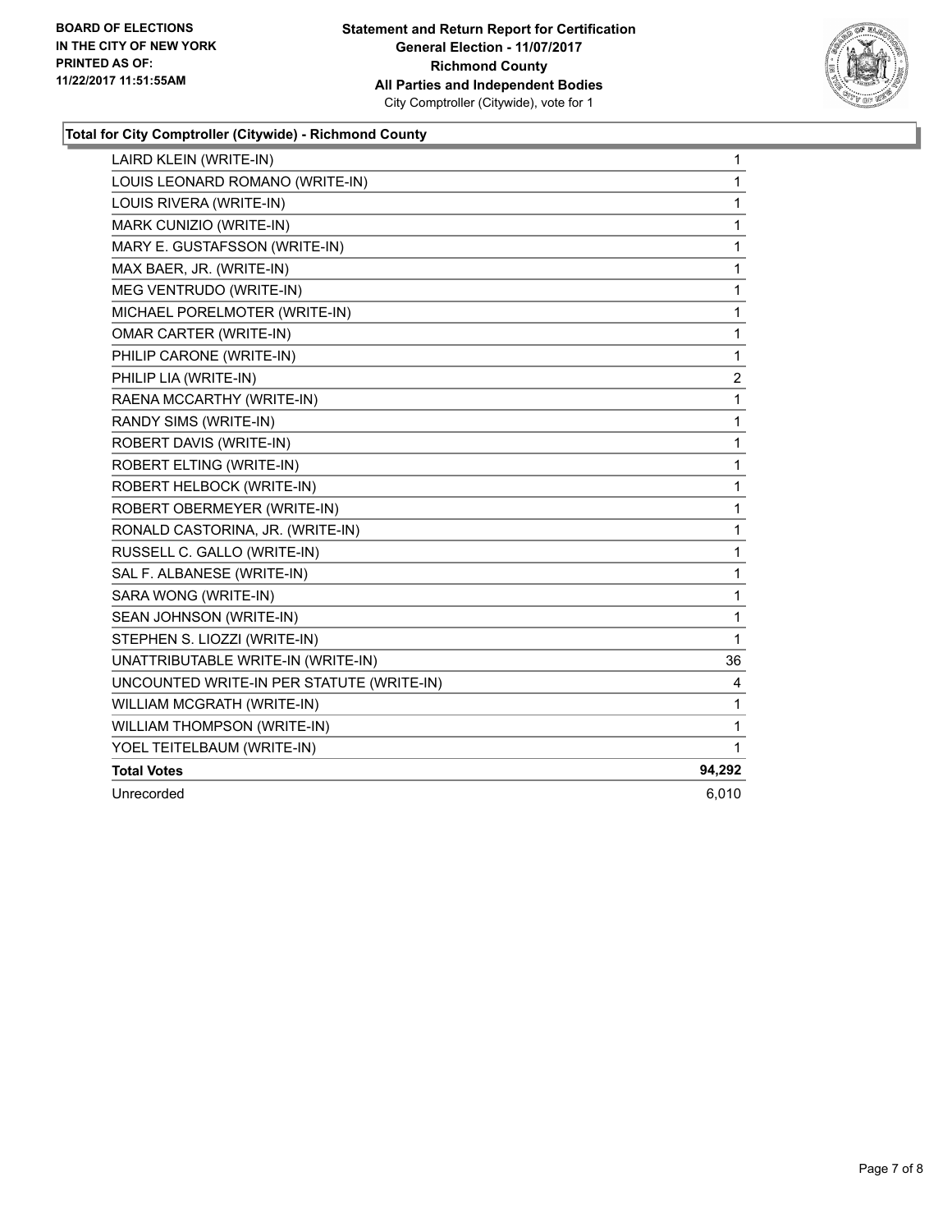**BOARD OF ELECTIONS IN THE CITY OF NEW YORK PRINTED AS OF: 11/22/2017 11:51:55AM**

**Statement and Return Report for Certification General Election - 11/07/2017 Richmond County All Parties and Independent Bodies**
City Comptroller (Citywide), vote for 1

### Total for City Comptroller (Citywide) - Richmond County

| Candidate | Votes |
|---|---|
| LAIRD KLEIN (WRITE-IN) | 1 |
| LOUIS LEONARD ROMANO (WRITE-IN) | 1 |
| LOUIS RIVERA (WRITE-IN) | 1 |
| MARK CUNIZIO (WRITE-IN) | 1 |
| MARY E. GUSTAFSSON (WRITE-IN) | 1 |
| MAX BAER, JR. (WRITE-IN) | 1 |
| MEG VENTRUDO (WRITE-IN) | 1 |
| MICHAEL PORELMOTER (WRITE-IN) | 1 |
| OMAR CARTER (WRITE-IN) | 1 |
| PHILIP CARONE (WRITE-IN) | 1 |
| PHILIP LIA (WRITE-IN) | 2 |
| RAENA MCCARTHY (WRITE-IN) | 1 |
| RANDY SIMS (WRITE-IN) | 1 |
| ROBERT DAVIS (WRITE-IN) | 1 |
| ROBERT ELTING (WRITE-IN) | 1 |
| ROBERT HELBOCK (WRITE-IN) | 1 |
| ROBERT OBERMEYER (WRITE-IN) | 1 |
| RONALD CASTORINA, JR. (WRITE-IN) | 1 |
| RUSSELL C. GALLO (WRITE-IN) | 1 |
| SAL F. ALBANESE (WRITE-IN) | 1 |
| SARA WONG (WRITE-IN) | 1 |
| SEAN JOHNSON (WRITE-IN) | 1 |
| STEPHEN S. LIOZZI (WRITE-IN) | 1 |
| UNATTRIBUTABLE WRITE-IN (WRITE-IN) | 36 |
| UNCOUNTED WRITE-IN PER STATUTE (WRITE-IN) | 4 |
| WILLIAM MCGRATH (WRITE-IN) | 1 |
| WILLIAM THOMPSON (WRITE-IN) | 1 |
| YOEL TEITELBAUM (WRITE-IN) | 1 |
| **Total Votes** | **94,292** |
| Unrecorded | 6,010 |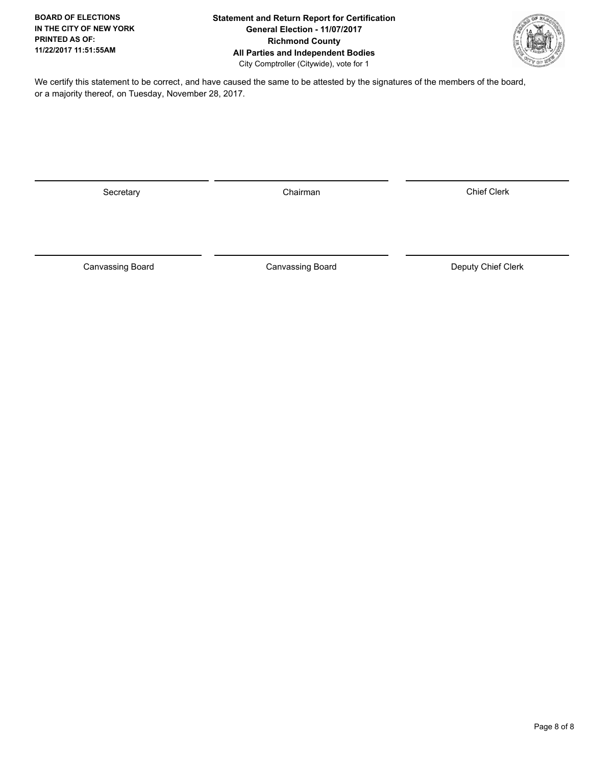**BOARD OF ELECTIONS IN THE CITY OF NEW YORK PRINTED AS OF: 11/22/2017 11:51:55AM**

**Statement and Return Report for Certification**
**General Election - 11/07/2017**
**Richmond County**
**All Parties and Independent Bodies**
City Comptroller (Citywide), vote for 1

We certify this statement to be correct, and have caused the same to be attested by the signatures of the members of the board, or a majority thereof, on Tuesday, November 28, 2017.

| | | |
|---|---|---|
| Secretary | Chairman | Chief Clerk |
| Canvassing Board | Canvassing Board | Deputy Chief Clerk |